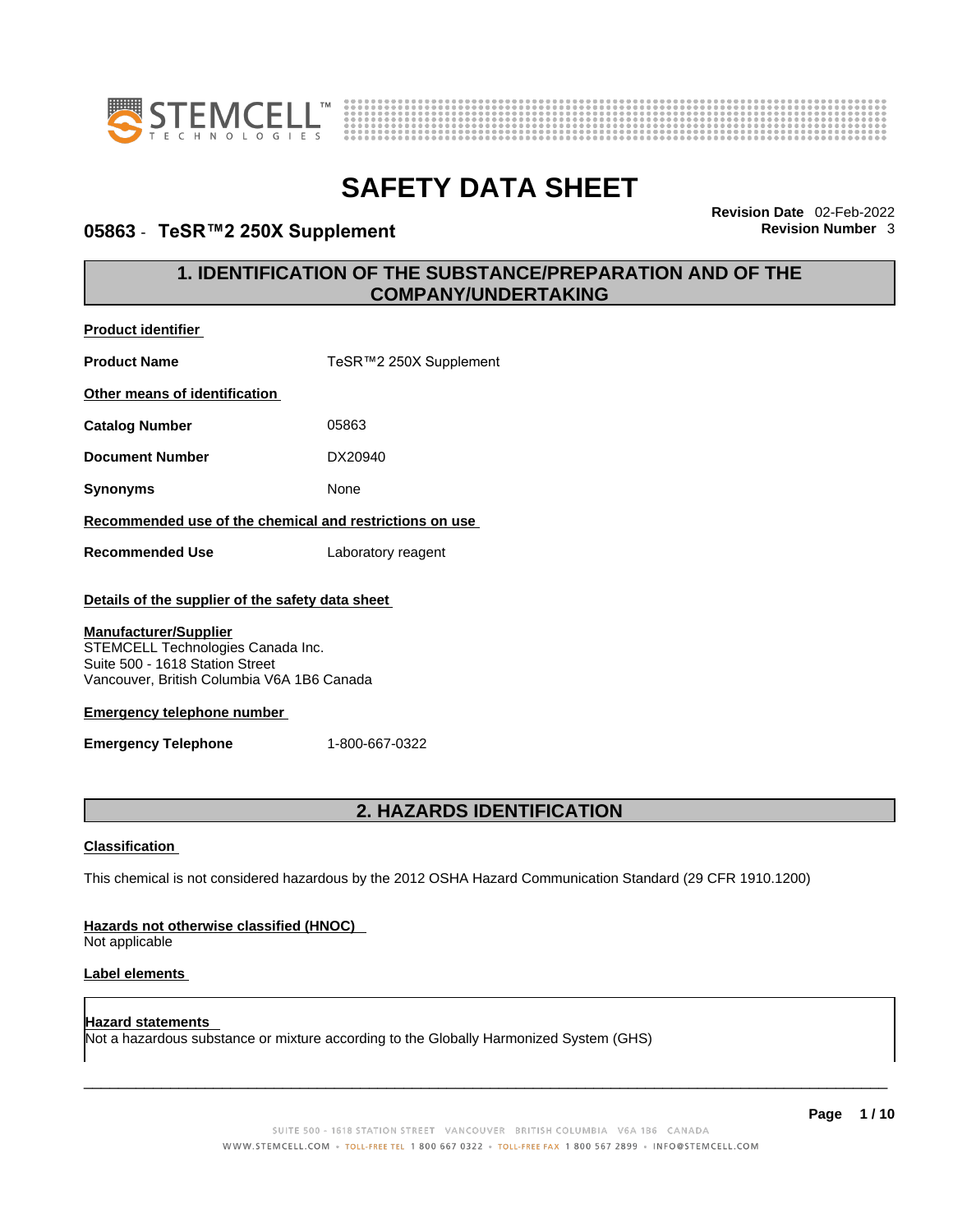# SAFETY DATA SHEET

**05863 - TeSR™2 250X Supplement**

**Revision Date** 02-Feb-2022
**Revision Number** 3

## 1. IDENTIFICATION OF THE SUBSTANCE/PREPARATION AND OF THE COMPANY/UNDERTAKING

**Product identifier**

**Product Name** TeSR™2 250X Supplement

**Other means of identification**

**Catalog Number** 05863

**Document Number** DX20940

**Synonyms** None

**Recommended use of the chemical and restrictions on use**

**Recommended Use** Laboratory reagent

**Details of the supplier of the safety data sheet**

**Manufacturer/Supplier**
STEMCELL Technologies Canada Inc.
Suite 500 - 1618 Station Street
Vancouver, British Columbia V6A 1B6 Canada

**Emergency telephone number**

**Emergency Telephone** 1-800-667-0322

## 2. HAZARDS IDENTIFICATION

**Classification**

This chemical is not considered hazardous by the 2012 OSHA Hazard Communication Standard (29 CFR 1910.1200)

**Hazards not otherwise classified (HNOC)**
Not applicable

**Label elements**

**Hazard statements**
Not a hazardous substance or mixture according to the Globally Harmonized System (GHS)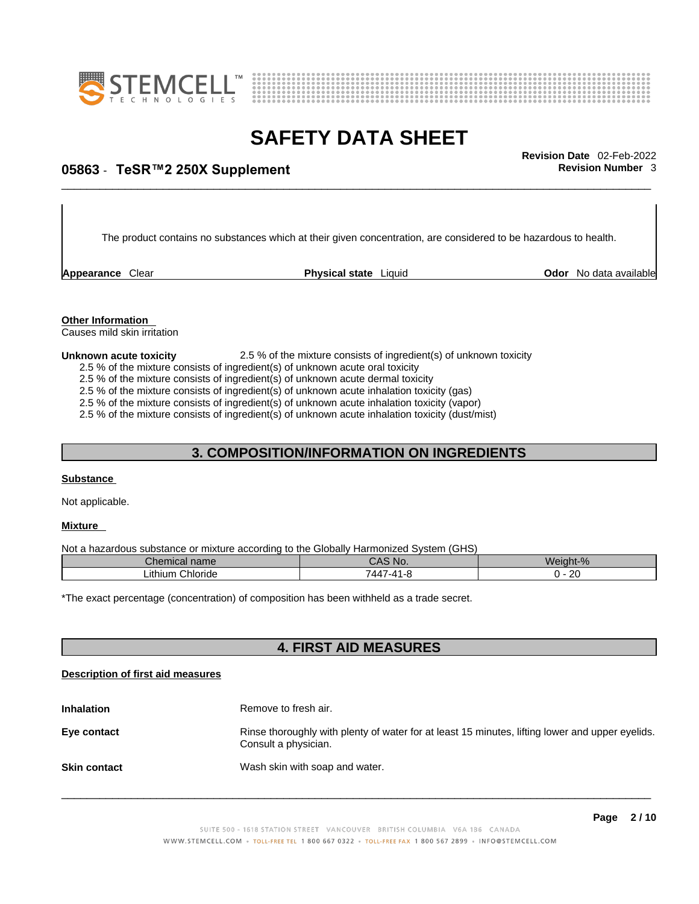The product contains no substances which at their given concentration, are considered to be hazardous to health.

**Appearance** Clear **Physical state** Liquid **Odor** No data available

**Other Information**

Causes mild skin irritation

**Unknown acute toxicity** 2.5 % of the mixture consists of ingredient(s) of unknown toxicity

2.5 % of the mixture consists of ingredient(s) of unknown acute oral toxicity
2.5 % of the mixture consists of ingredient(s) of unknown acute dermal toxicity
2.5 % of the mixture consists of ingredient(s) of unknown acute inhalation toxicity (gas)
2.5 % of the mixture consists of ingredient(s) of unknown acute inhalation toxicity (vapor)
2.5 % of the mixture consists of ingredient(s) of unknown acute inhalation toxicity (dust/mist)

## 3. COMPOSITION/INFORMATION ON INGREDIENTS

**Substance**

Not applicable.

**Mixture**

Not a hazardous substance or mixture according to the Globally Harmonized System (GHS)

| Chemical name | CAS No. | Weight-% |
|---|---|---|
| Lithium Chloride | 7447-41-8 | 0 - 20 |

*The exact percentage (concentration) of composition has been withheld as a trade secret.

## 4. FIRST AID MEASURES

**Description of first aid measures**

**Inhalation** Remove to fresh air.

**Eye contact** Rinse thoroughly with plenty of water for at least 15 minutes, lifting lower and upper eyelids. Consult a physician.

**Skin contact** Wash skin with soap and water.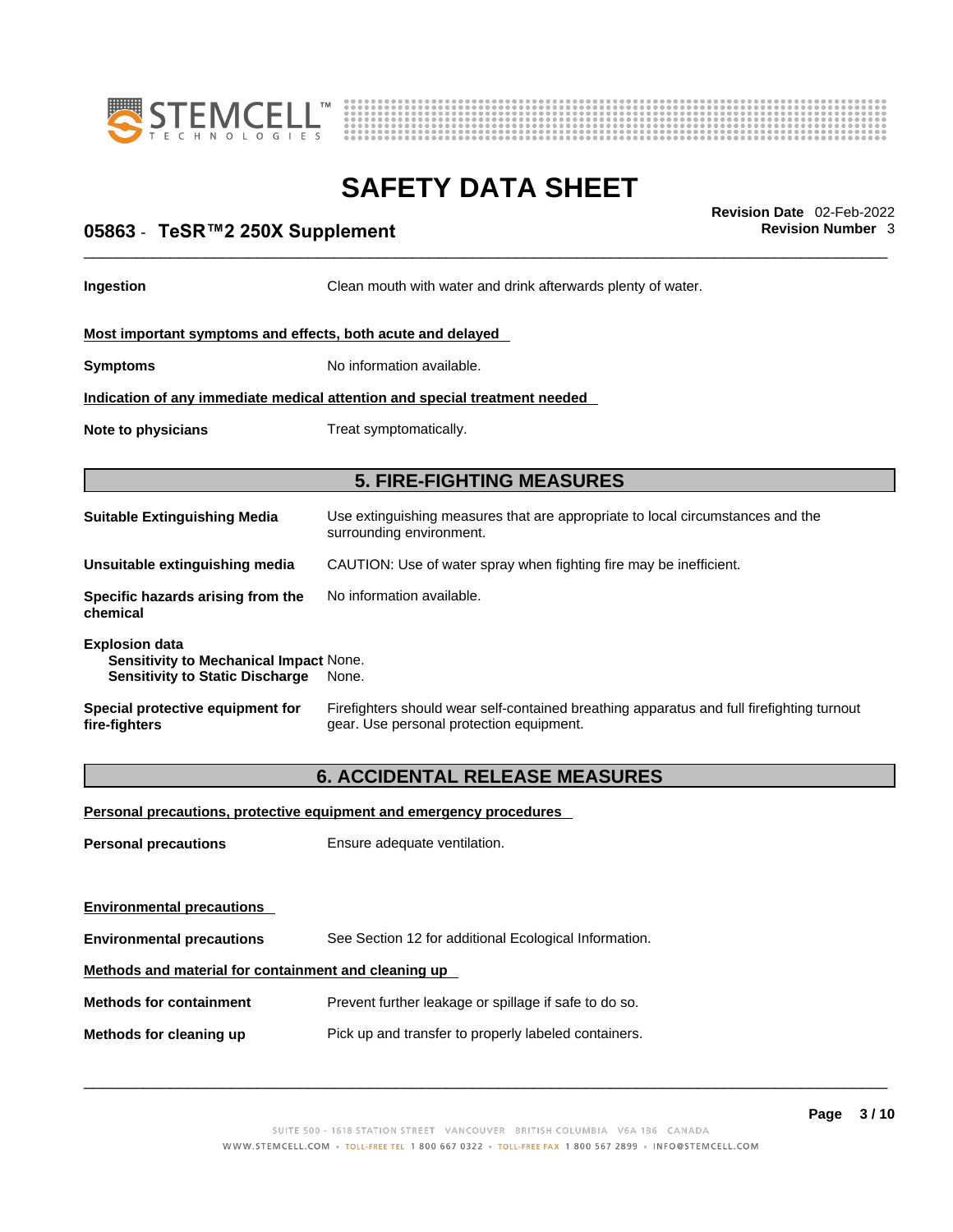**Ingestion** Clean mouth with water and drink afterwards plenty of water.

**Most important symptoms and effects, both acute and delayed**

**Symptoms** No information available.

**Indication of any immediate medical attention and special treatment needed**

**Note to physicians** Treat symptomatically.

## 5. FIRE-FIGHTING MEASURES

**Suitable Extinguishing Media** Use extinguishing measures that are appropriate to local circumstances and the surrounding environment.

**Unsuitable extinguishing media** CAUTION: Use of water spray when fighting fire may be inefficient.

**Specific hazards arising from the chemical** No information available.

**Explosion data**
**Sensitivity to Mechanical Impact** None.
**Sensitivity to Static Discharge** None.

**Special protective equipment for fire-fighters** Firefighters should wear self-contained breathing apparatus and full firefighting turnout gear. Use personal protection equipment.

## 6. ACCIDENTAL RELEASE MEASURES

**Personal precautions, protective equipment and emergency procedures**

**Personal precautions** Ensure adequate ventilation.

**Environmental precautions**

**Environmental precautions** See Section 12 for additional Ecological Information.

**Methods and material for containment and cleaning up**

**Methods for containment** Prevent further leakage or spillage if safe to do so.

**Methods for cleaning up** Pick up and transfer to properly labeled containers.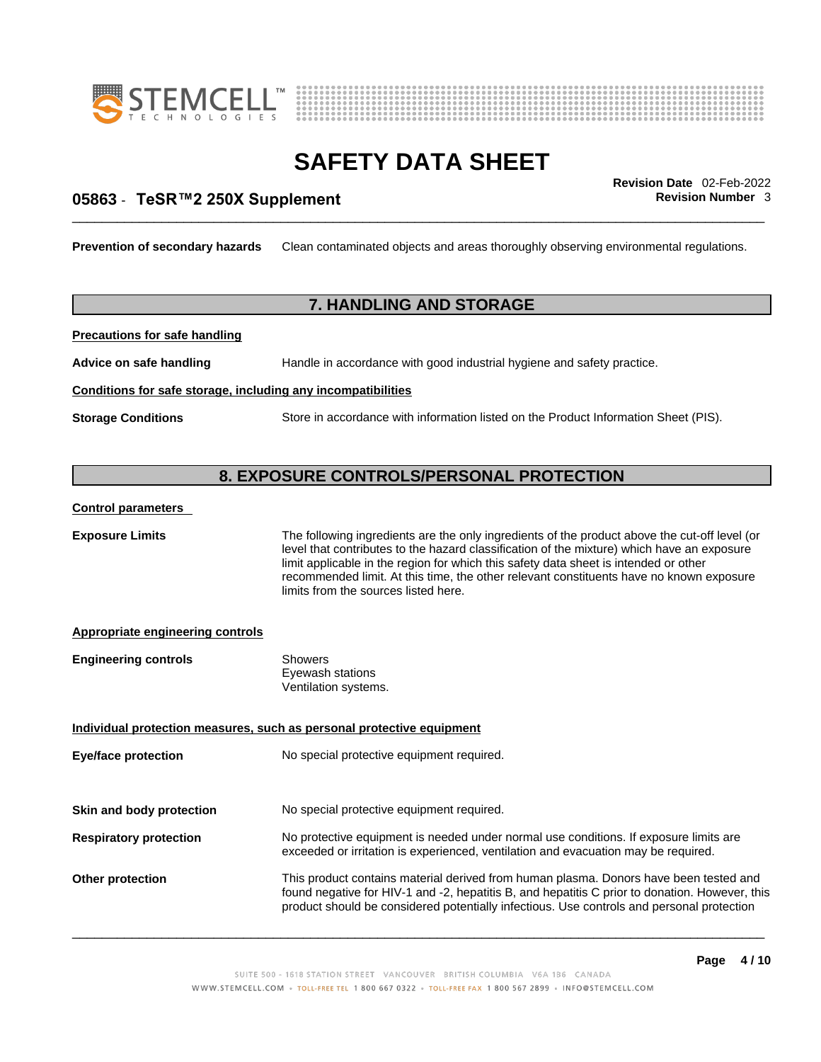**Prevention of secondary hazards** Clean contaminated objects and areas thoroughly observing environmental regulations.

## 7. HANDLING AND STORAGE

**Precautions for safe handling**

**Advice on safe handling** Handle in accordance with good industrial hygiene and safety practice.

**Conditions for safe storage, including any incompatibilities**

**Storage Conditions** Store in accordance with information listed on the Product Information Sheet (PIS).

## 8. EXPOSURE CONTROLS/PERSONAL PROTECTION

**Control parameters**

**Exposure Limits** The following ingredients are the only ingredients of the product above the cut-off level (or level that contributes to the hazard classification of the mixture) which have an exposure limit applicable in the region for which this safety data sheet is intended or other recommended limit. At this time, the other relevant constituents have no known exposure limits from the sources listed here.

**Appropriate engineering controls**

**Engineering controls** Showers
Eyewash stations
Ventilation systems.

**Individual protection measures, such as personal protective equipment**

**Eye/face protection** No special protective equipment required.

**Skin and body protection** No special protective equipment required.

**Respiratory protection** No protective equipment is needed under normal use conditions. If exposure limits are exceeded or irritation is experienced, ventilation and evacuation may be required.

**Other protection** This product contains material derived from human plasma. Donors have been tested and found negative for HIV-1 and -2, hepatitis B, and hepatitis C prior to donation. However, this product should be considered potentially infectious. Use controls and personal protection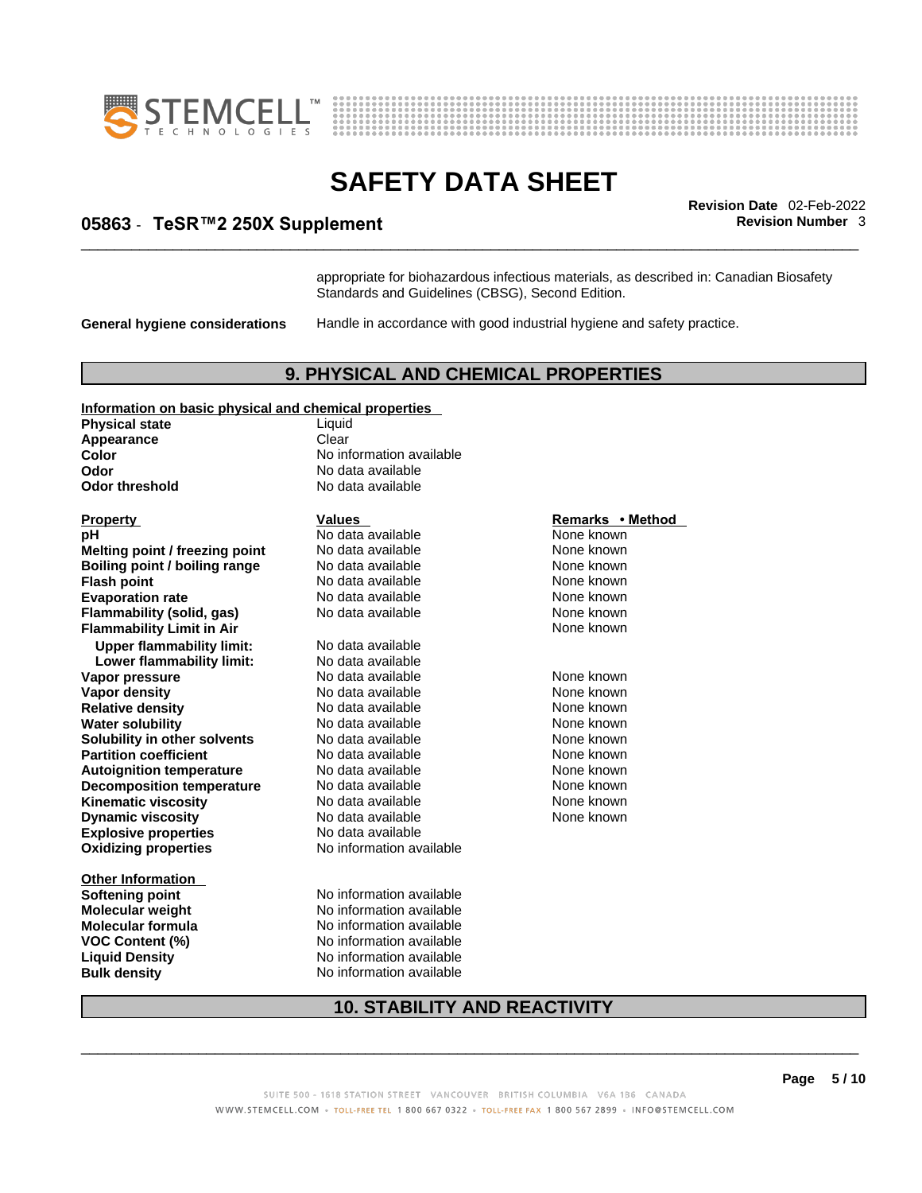appropriate for biohazardous infectious materials, as described in: Canadian Biosafety Standards and Guidelines (CBSG), Second Edition.

**General hygiene considerations** Handle in accordance with good industrial hygiene and safety practice.

## 9. PHYSICAL AND CHEMICAL PROPERTIES

**Information on basic physical and chemical properties**

| | |
|---|---|
| **Physical state** | Liquid |
| **Appearance** | Clear |
| **Color** | No information available |
| **Odor** | No data available |
| **Odor threshold** | No data available |

| Property | Values | Remarks • Method |
|---|---|---|
| **pH** | No data available | None known |
| **Melting point / freezing point** | No data available | None known |
| **Boiling point / boiling range** | No data available | None known |
| **Flash point** | No data available | None known |
| **Evaporation rate** | No data available | None known |
| **Flammability (solid, gas)** | No data available | None known |
| **Flammability Limit in Air** | | None known |
| **Upper flammability limit:** | No data available | |
| **Lower flammability limit:** | No data available | |
| **Vapor pressure** | No data available | None known |
| **Vapor density** | No data available | None known |
| **Relative density** | No data available | None known |
| **Water solubility** | No data available | None known |
| **Solubility in other solvents** | No data available | None known |
| **Partition coefficient** | No data available | None known |
| **Autoignition temperature** | No data available | None known |
| **Decomposition temperature** | No data available | None known |
| **Kinematic viscosity** | No data available | None known |
| **Dynamic viscosity** | No data available | None known |
| **Explosive properties** | No data available | |
| **Oxidizing properties** | No information available | |

**Other Information**

| | |
|---|---|
| **Softening point** | No information available |
| **Molecular weight** | No information available |
| **Molecular formula** | No information available |
| **VOC Content (%)** | No information available |
| **Liquid Density** | No information available |
| **Bulk density** | No information available |

## 10. STABILITY AND REACTIVITY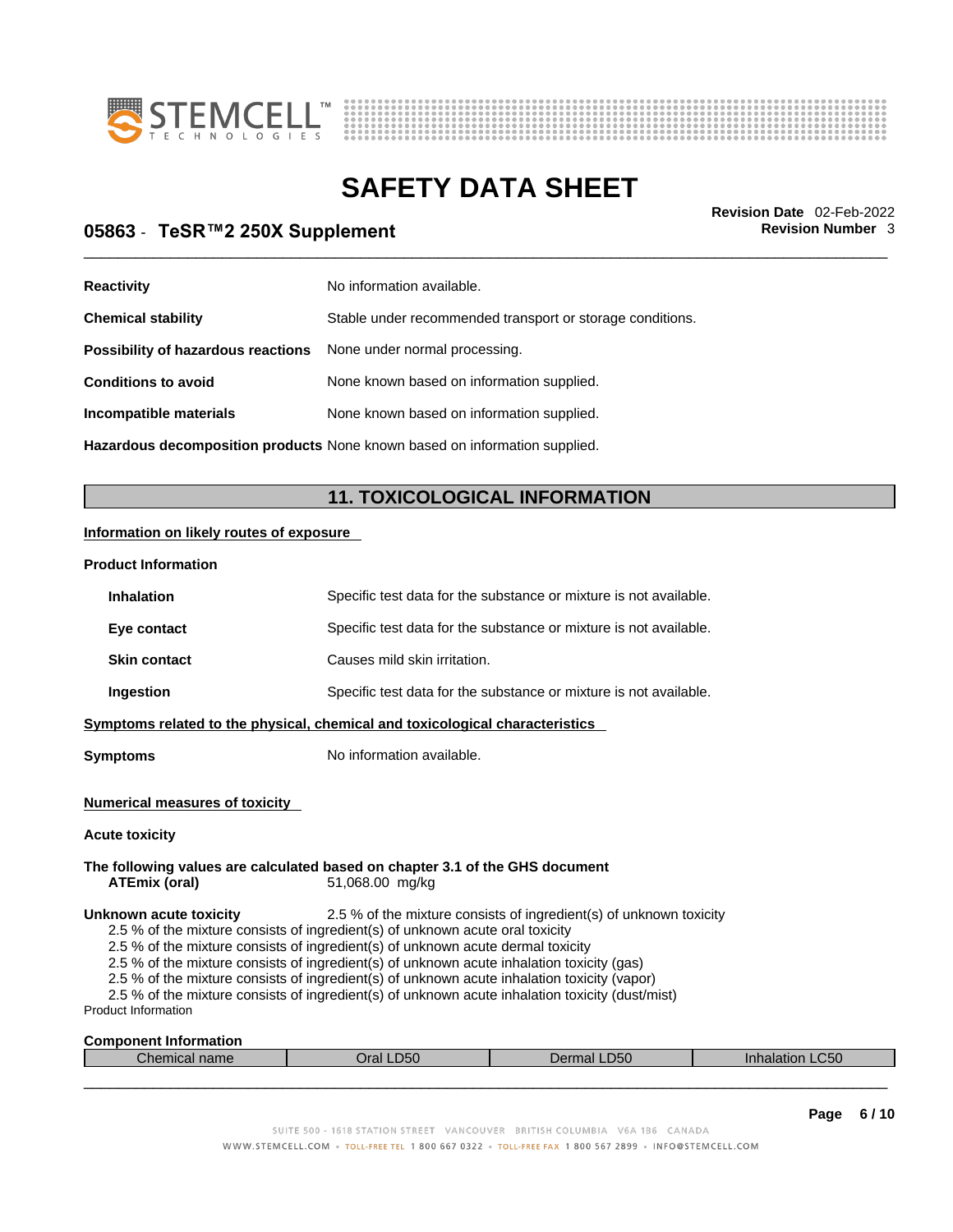| | |
|---|---|
| **Reactivity** | No information available. |
| **Chemical stability** | Stable under recommended transport or storage conditions. |
| **Possibility of hazardous reactions** | None under normal processing. |
| **Conditions to avoid** | None known based on information supplied. |
| **Incompatible materials** | None known based on information supplied. |
| **Hazardous decomposition products** | None known based on information supplied. |

## 11. TOXICOLOGICAL INFORMATION

**Information on likely routes of exposure**

**Product Information**

| | |
|---|---|
| **Inhalation** | Specific test data for the substance or mixture is not available. |
| **Eye contact** | Specific test data for the substance or mixture is not available. |
| **Skin contact** | Causes mild skin irritation. |
| **Ingestion** | Specific test data for the substance or mixture is not available. |

**Symptoms related to the physical, chemical and toxicological characteristics**

**Symptoms** No information available.

**Numerical measures of toxicity**

**Acute toxicity**

**The following values are calculated based on chapter 3.1 of the GHS document**
**ATEmix (oral)** 51,068.00 mg/kg

**Unknown acute toxicity** 2.5 % of the mixture consists of ingredient(s) of unknown toxicity
2.5 % of the mixture consists of ingredient(s) of unknown acute oral toxicity
2.5 % of the mixture consists of ingredient(s) of unknown acute dermal toxicity
2.5 % of the mixture consists of ingredient(s) of unknown acute inhalation toxicity (gas)
2.5 % of the mixture consists of ingredient(s) of unknown acute inhalation toxicity (vapor)
2.5 % of the mixture consists of ingredient(s) of unknown acute inhalation toxicity (dust/mist)
Product Information

**Component Information**

| Chemical name | Oral LD50 | Dermal LD50 | Inhalation LC50 |
|---|---|---|---|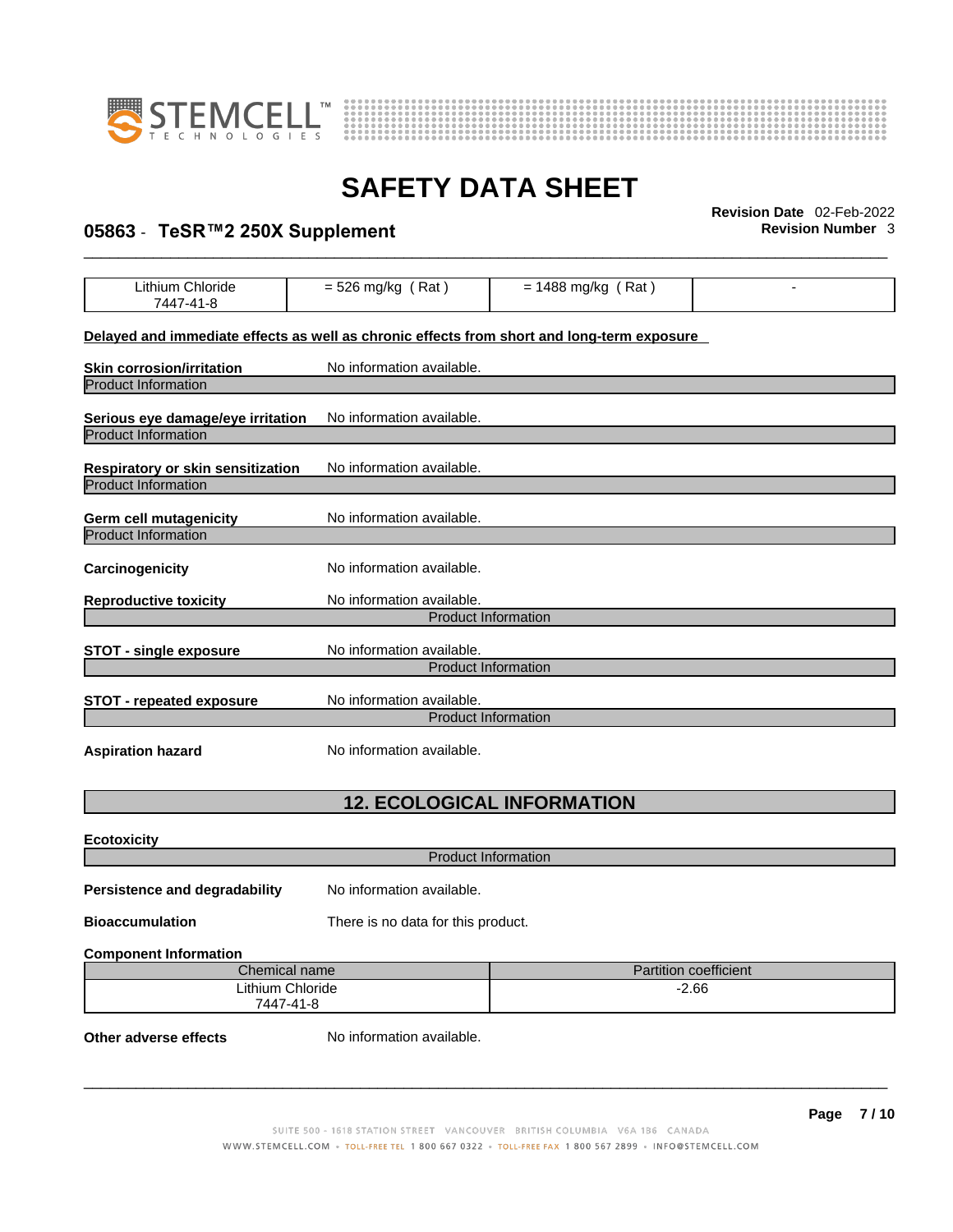| Lithium Chloride 7447-41-8 | = 526 mg/kg ( Rat ) | = 1488 mg/kg ( Rat ) | - |
|---|---|---|---|

**Delayed and immediate effects as well as chronic effects from short and long-term exposure**

**Skin corrosion/irritation** No information available.

Product Information

**Serious eye damage/eye irritation** No information available.

Product Information

**Respiratory or skin sensitization** No information available.

Product Information

**Germ cell mutagenicity** No information available.

Product Information

**Carcinogenicity** No information available.

**Reproductive toxicity** No information available.

Product Information

**STOT - single exposure** No information available.

Product Information

**STOT - repeated exposure** No information available.

Product Information

**Aspiration hazard** No information available.

## 12. ECOLOGICAL INFORMATION

**Ecotoxicity**

Product Information

**Persistence and degradability** No information available.

**Bioaccumulation** There is no data for this product.

**Component Information**

| Chemical name | Partition coefficient |
|---|---|
| Lithium Chloride 7447-41-8 | -2.66 |

**Other adverse effects** No information available.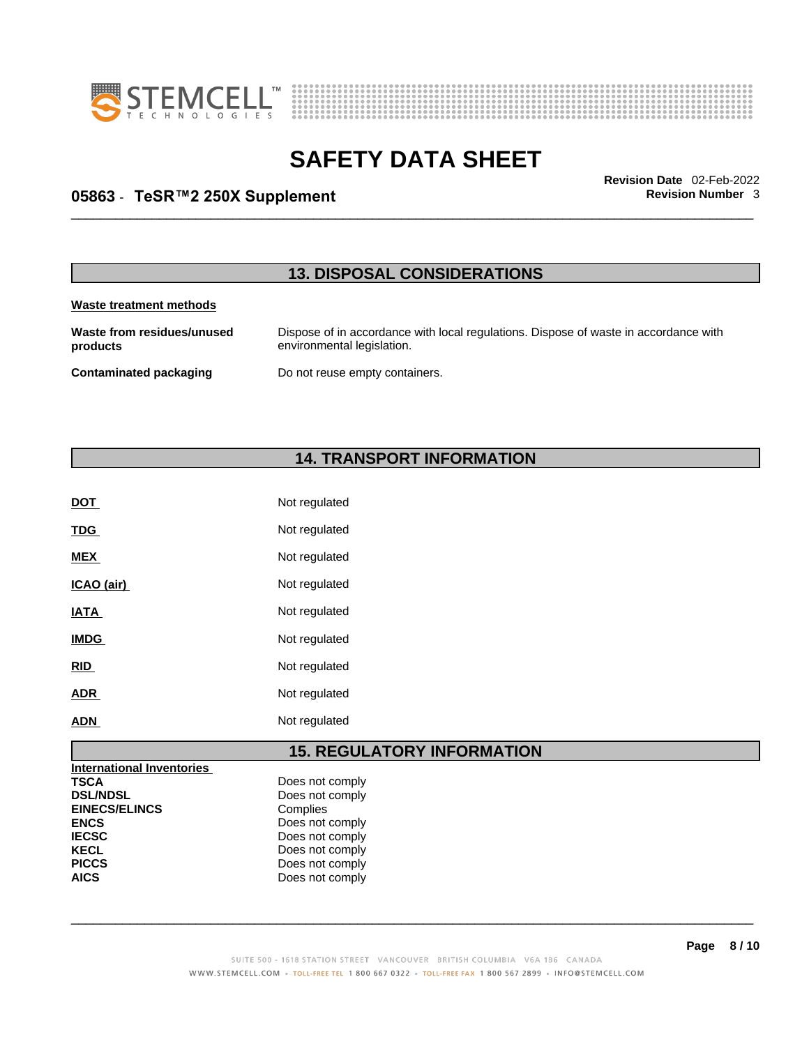## 13. DISPOSAL CONSIDERATIONS

**Waste treatment methods**

| | |
|---|---|
| **Waste from residues/unused products** | Dispose of in accordance with local regulations. Dispose of waste in accordance with environmental legislation. |
| **Contaminated packaging** | Do not reuse empty containers. |

## 14. TRANSPORT INFORMATION

| | |
|---|---|
| **DOT** | Not regulated |
| **TDG** | Not regulated |
| **MEX** | Not regulated |
| **ICAO (air)** | Not regulated |
| **IATA** | Not regulated |
| **IMDG** | Not regulated |
| **RID** | Not regulated |
| **ADR** | Not regulated |
| **ADN** | Not regulated |

## 15. REGULATORY INFORMATION

**International Inventories**

| | |
|---|---|
| **TSCA** | Does not comply |
| **DSL/NDSL** | Does not comply |
| **EINECS/ELINCS** | Complies |
| **ENCS** | Does not comply |
| **IECSC** | Does not comply |
| **KECL** | Does not comply |
| **PICCS** | Does not comply |
| **AICS** | Does not comply |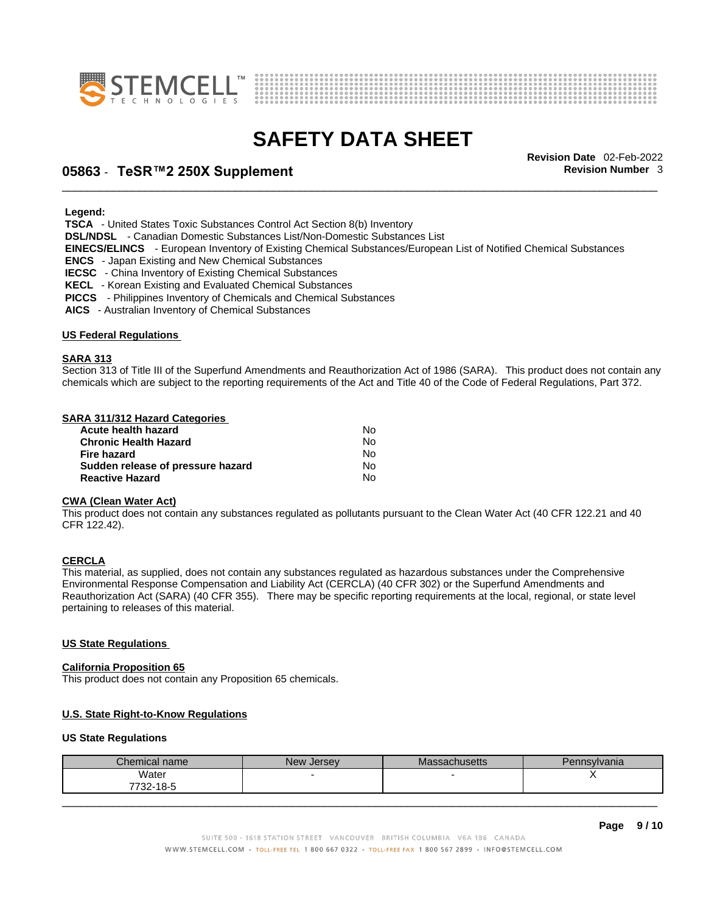**Legend:**

**TSCA** - United States Toxic Substances Control Act Section 8(b) Inventory
**DSL/NDSL** - Canadian Domestic Substances List/Non-Domestic Substances List
**EINECS/ELINCS** - European Inventory of Existing Chemical Substances/European List of Notified Chemical Substances
**ENCS** - Japan Existing and New Chemical Substances
**IECSC** - China Inventory of Existing Chemical Substances
**KECL** - Korean Existing and Evaluated Chemical Substances
**PICCS** - Philippines Inventory of Chemicals and Chemical Substances
**AICS** - Australian Inventory of Chemical Substances

## US Federal Regulations

### SARA 313

Section 313 of Title III of the Superfund Amendments and Reauthorization Act of 1986 (SARA). This product does not contain any chemicals which are subject to the reporting requirements of the Act and Title 40 of the Code of Federal Regulations, Part 372.

### SARA 311/312 Hazard Categories

| | |
|---|---|
| **Acute health hazard** | No |
| **Chronic Health Hazard** | No |
| **Fire hazard** | No |
| **Sudden release of pressure hazard** | No |
| **Reactive Hazard** | No |

### CWA (Clean Water Act)

This product does not contain any substances regulated as pollutants pursuant to the Clean Water Act (40 CFR 122.21 and 40 CFR 122.42).

### CERCLA

This material, as supplied, does not contain any substances regulated as hazardous substances under the Comprehensive Environmental Response Compensation and Liability Act (CERCLA) (40 CFR 302) or the Superfund Amendments and Reauthorization Act (SARA) (40 CFR 355). There may be specific reporting requirements at the local, regional, or state level pertaining to releases of this material.

## US State Regulations

### California Proposition 65

This product does not contain any Proposition 65 chemicals.

### U.S. State Right-to-Know Regulations

**US State Regulations**

| Chemical name | New Jersey | Massachusetts | Pennsylvania |
|---|---|---|---|
| Water 7732-18-5 | - | - | X |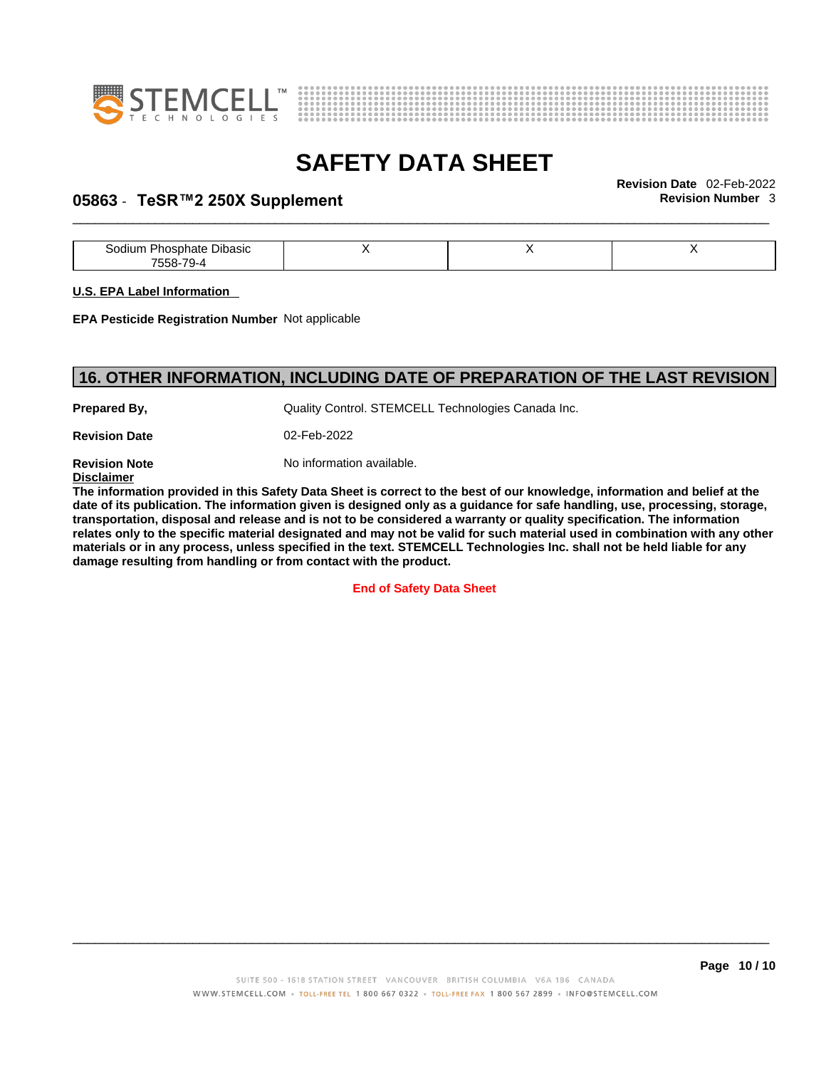| | | | |
|---|---|---|---|
| Sodium Phosphate Dibasic<br>7558-79-4 | X | X | X |

**U.S. EPA Label Information**

**EPA Pesticide Registration Number** Not applicable

## 16. OTHER INFORMATION, INCLUDING DATE OF PREPARATION OF THE LAST REVISION

**Prepared By,** Quality Control. STEMCELL Technologies Canada Inc.

**Revision Date** 02-Feb-2022

**Revision Note** No information available.

**Disclaimer**

**The information provided in this Safety Data Sheet is correct to the best of our knowledge, information and belief at the date of its publication. The information given is designed only as a guidance for safe handling, use, processing, storage, transportation, disposal and release and is not to be considered a warranty or quality specification. The information relates only to the specific material designated and may not be valid for such material used in combination with any other materials or in any process, unless specified in the text. STEMCELL Technologies Inc. shall not be held liable for any damage resulting from handling or from contact with the product.**

**End of Safety Data Sheet**